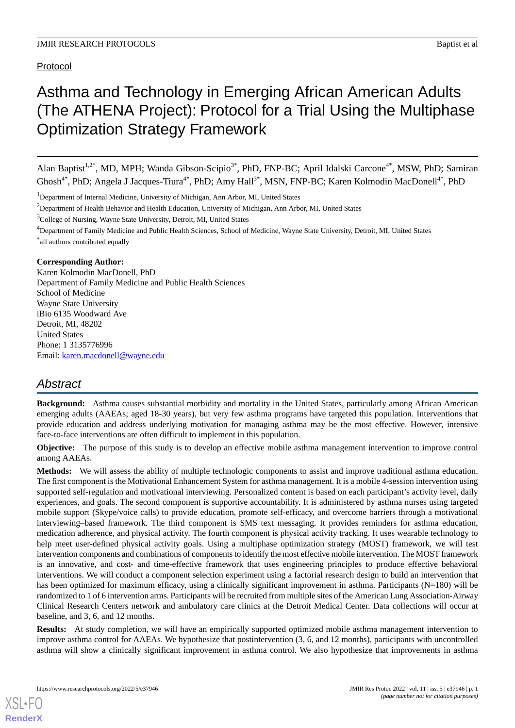Protocol

# Asthma and Technology in Emerging African American Adults (The ATHENA Project): Protocol for a Trial Using the Multiphase Optimization Strategy Framework

Alan Baptist[1,2*], MD, MPH; Wanda Gibson-Scipio[3*], PhD, FNP-BC; April Idalski Carcone[4*], MSW, PhD; Samiran Ghosh[4*], PhD; Angela J Jacques-Tiura[4*], PhD; Amy Hall[3*], MSN, FNP-BC; Karen Kolmodin MacDonell[4*], PhD

[1]Department of Internal Medicine, University of Michigan, Ann Arbor, MI, United States

[2]Department of Health Behavior and Health Education, University of Michigan, Ann Arbor, MI, United States

[3]College of Nursing, Wayne State University, Detroit, MI, United States

[4]Department of Family Medicine and Public Health Sciences, School of Medicine, Wayne State University, Detroit, MI, United States

[*]all authors contributed equally

**Corresponding Author:**
Karen Kolmodin MacDonell, PhD
Department of Family Medicine and Public Health Sciences
School of Medicine
Wayne State University
iBio 6135 Woodward Ave
Detroit, MI, 48202
United States
Phone: 1 3135776996
Email: karen.macdonell@wayne.edu

## Abstract

**Background:** Asthma causes substantial morbidity and mortality in the United States, particularly among African American emerging adults (AAEAs; aged 18-30 years), but very few asthma programs have targeted this population. Interventions that provide education and address underlying motivation for managing asthma may be the most effective. However, intensive face-to-face interventions are often difficult to implement in this population.

**Objective:** The purpose of this study is to develop an effective mobile asthma management intervention to improve control among AAEAs.

**Methods:** We will assess the ability of multiple technologic components to assist and improve traditional asthma education. The first component is the Motivational Enhancement System for asthma management. It is a mobile 4-session intervention using supported self-regulation and motivational interviewing. Personalized content is based on each participant's activity level, daily experiences, and goals. The second component is supportive accountability. It is administered by asthma nurses using targeted mobile support (Skype/voice calls) to provide education, promote self-efficacy, and overcome barriers through a motivational interviewing–based framework. The third component is SMS text messaging. It provides reminders for asthma education, medication adherence, and physical activity. The fourth component is physical activity tracking. It uses wearable technology to help meet user-defined physical activity goals. Using a multiphase optimization strategy (MOST) framework, we will test intervention components and combinations of components to identify the most effective mobile intervention. The MOST framework is an innovative, and cost- and time-effective framework that uses engineering principles to produce effective behavioral interventions. We will conduct a component selection experiment using a factorial research design to build an intervention that has been optimized for maximum efficacy, using a clinically significant improvement in asthma. Participants (N=180) will be randomized to 1 of 6 intervention arms. Participants will be recruited from multiple sites of the American Lung Association-Airway Clinical Research Centers network and ambulatory care clinics at the Detroit Medical Center. Data collections will occur at baseline, and 3, 6, and 12 months.

**Results:** At study completion, we will have an empirically supported optimized mobile asthma management intervention to improve asthma control for AAEAs. We hypothesize that postintervention (3, 6, and 12 months), participants with uncontrolled asthma will show a clinically significant improvement in asthma control. We also hypothesize that improvements in asthma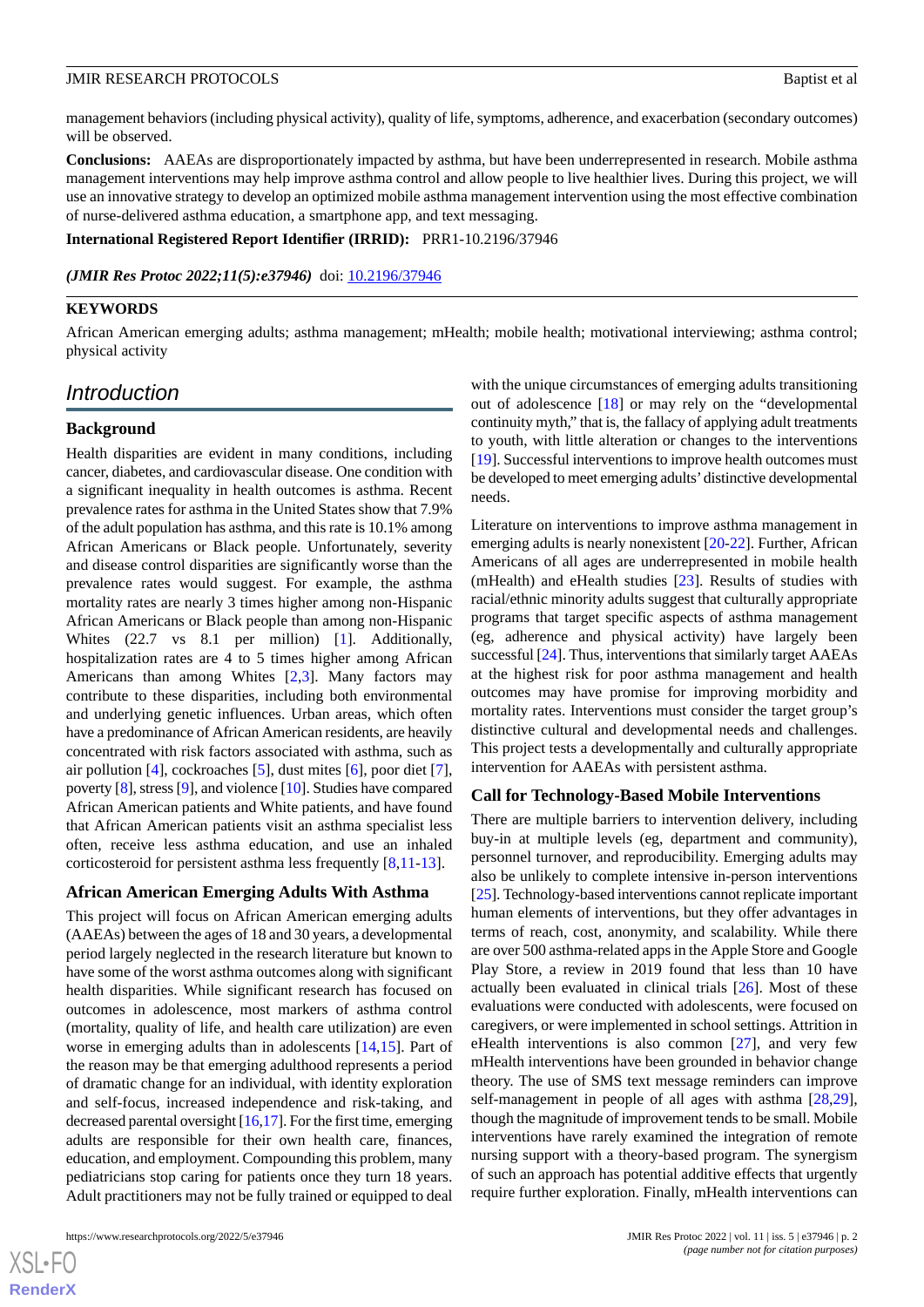management behaviors (including physical activity), quality of life, symptoms, adherence, and exacerbation (secondary outcomes) will be observed.

**Conclusions:** AAEAs are disproportionately impacted by asthma, but have been underrepresented in research. Mobile asthma management interventions may help improve asthma control and allow people to live healthier lives. During this project, we will use an innovative strategy to develop an optimized mobile asthma management intervention using the most effective combination of nurse-delivered asthma education, a smartphone app, and text messaging.

**International Registered Report Identifier (IRRID):** PRR1-10.2196/37946

***(JMIR Res Protoc 2022;11(5):e37946)*** doi: 10.2196/37946

**KEYWORDS**

African American emerging adults; asthma management; mHealth; mobile health; motivational interviewing; asthma control; physical activity

## Introduction

### Background

Health disparities are evident in many conditions, including cancer, diabetes, and cardiovascular disease. One condition with a significant inequality in health outcomes is asthma. Recent prevalence rates for asthma in the United States show that 7.9% of the adult population has asthma, and this rate is 10.1% among African Americans or Black people. Unfortunately, severity and disease control disparities are significantly worse than the prevalence rates would suggest. For example, the asthma mortality rates are nearly 3 times higher among non-Hispanic African Americans or Black people than among non-Hispanic Whites (22.7 vs 8.1 per million) [1]. Additionally, hospitalization rates are 4 to 5 times higher among African Americans than among Whites [2,3]. Many factors may contribute to these disparities, including both environmental and underlying genetic influences. Urban areas, which often have a predominance of African American residents, are heavily concentrated with risk factors associated with asthma, such as air pollution [4], cockroaches [5], dust mites [6], poor diet [7], poverty [8], stress [9], and violence [10]. Studies have compared African American patients and White patients, and have found that African American patients visit an asthma specialist less often, receive less asthma education, and use an inhaled corticosteroid for persistent asthma less frequently [8,11-13].

### African American Emerging Adults With Asthma

This project will focus on African American emerging adults (AAEAs) between the ages of 18 and 30 years, a developmental period largely neglected in the research literature but known to have some of the worst asthma outcomes along with significant health disparities. While significant research has focused on outcomes in adolescence, most markers of asthma control (mortality, quality of life, and health care utilization) are even worse in emerging adults than in adolescents [14,15]. Part of the reason may be that emerging adulthood represents a period of dramatic change for an individual, with identity exploration and self-focus, increased independence and risk-taking, and decreased parental oversight [16,17]. For the first time, emerging adults are responsible for their own health care, finances, education, and employment. Compounding this problem, many pediatricians stop caring for patients once they turn 18 years. Adult practitioners may not be fully trained or equipped to deal with the unique circumstances of emerging adults transitioning out of adolescence [18] or may rely on the "developmental continuity myth," that is, the fallacy of applying adult treatments to youth, with little alteration or changes to the interventions [19]. Successful interventions to improve health outcomes must be developed to meet emerging adults' distinctive developmental needs.

Literature on interventions to improve asthma management in emerging adults is nearly nonexistent [20-22]. Further, African Americans of all ages are underrepresented in mobile health (mHealth) and eHealth studies [23]. Results of studies with racial/ethnic minority adults suggest that culturally appropriate programs that target specific aspects of asthma management (eg, adherence and physical activity) have largely been successful [24]. Thus, interventions that similarly target AAEAs at the highest risk for poor asthma management and health outcomes may have promise for improving morbidity and mortality rates. Interventions must consider the target group's distinctive cultural and developmental needs and challenges. This project tests a developmentally and culturally appropriate intervention for AAEAs with persistent asthma.

### Call for Technology-Based Mobile Interventions

There are multiple barriers to intervention delivery, including buy-in at multiple levels (eg, department and community), personnel turnover, and reproducibility. Emerging adults may also be unlikely to complete intensive in-person interventions [25]. Technology-based interventions cannot replicate important human elements of interventions, but they offer advantages in terms of reach, cost, anonymity, and scalability. While there are over 500 asthma-related apps in the Apple Store and Google Play Store, a review in 2019 found that less than 10 have actually been evaluated in clinical trials [26]. Most of these evaluations were conducted with adolescents, were focused on caregivers, or were implemented in school settings. Attrition in eHealth interventions is also common [27], and very few mHealth interventions have been grounded in behavior change theory. The use of SMS text message reminders can improve self-management in people of all ages with asthma [28,29], though the magnitude of improvement tends to be small. Mobile interventions have rarely examined the integration of remote nursing support with a theory-based program. The synergism of such an approach has potential additive effects that urgently require further exploration. Finally, mHealth interventions can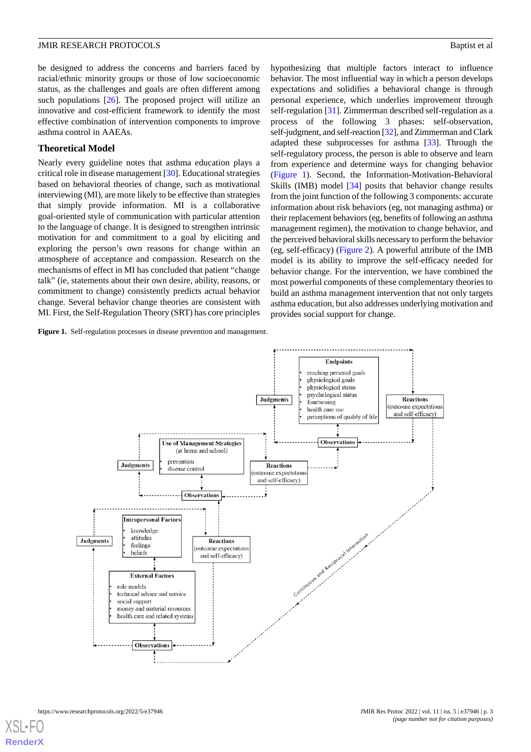be designed to address the concerns and barriers faced by racial/ethnic minority groups or those of low socioeconomic status, as the challenges and goals are often different among such populations [26]. The proposed project will utilize an innovative and cost-efficient framework to identify the most effective combination of intervention components to improve asthma control in AAEAs.

## Theoretical Model

Nearly every guideline notes that asthma education plays a critical role in disease management [30]. Educational strategies based on behavioral theories of change, such as motivational interviewing (MI), are more likely to be effective than strategies that simply provide information. MI is a collaborative goal-oriented style of communication with particular attention to the language of change. It is designed to strengthen intrinsic motivation for and commitment to a goal by eliciting and exploring the person's own reasons for change within an atmosphere of acceptance and compassion. Research on the mechanisms of effect in MI has concluded that patient "change talk" (ie, statements about their own desire, ability, reasons, or commitment to change) consistently predicts actual behavior change. Several behavior change theories are consistent with MI. First, the Self-Regulation Theory (SRT) has core principles hypothesizing that multiple factors interact to influence behavior. The most influential way in which a person develops expectations and solidifies a behavioral change is through personal experience, which underlies improvement through self-regulation [31]. Zimmerman described self-regulation as a process of the following 3 phases: self-observation, self-judgment, and self-reaction [32], and Zimmerman and Clark adapted these subprocesses for asthma [33]. Through the self-regulatory process, the person is able to observe and learn from experience and determine ways for changing behavior (Figure 1). Second, the Information-Motivation-Behavioral Skills (IMB) model [34] posits that behavior change results from the joint function of the following 3 components: accurate information about risk behaviors (eg, not managing asthma) or their replacement behaviors (eg, benefits of following an asthma management regimen), the motivation to change behavior, and the perceived behavioral skills necessary to perform the behavior (eg, self-efficacy) (Figure 2). A powerful attribute of the IMB model is its ability to improve the self-efficacy needed for behavior change. For the intervention, we have combined the most powerful components of these complementary theories to build an asthma management intervention that not only targets asthma education, but also addresses underlying motivation and provides social support for change.

**Figure 1.** Self-regulation processes in disease prevention and management.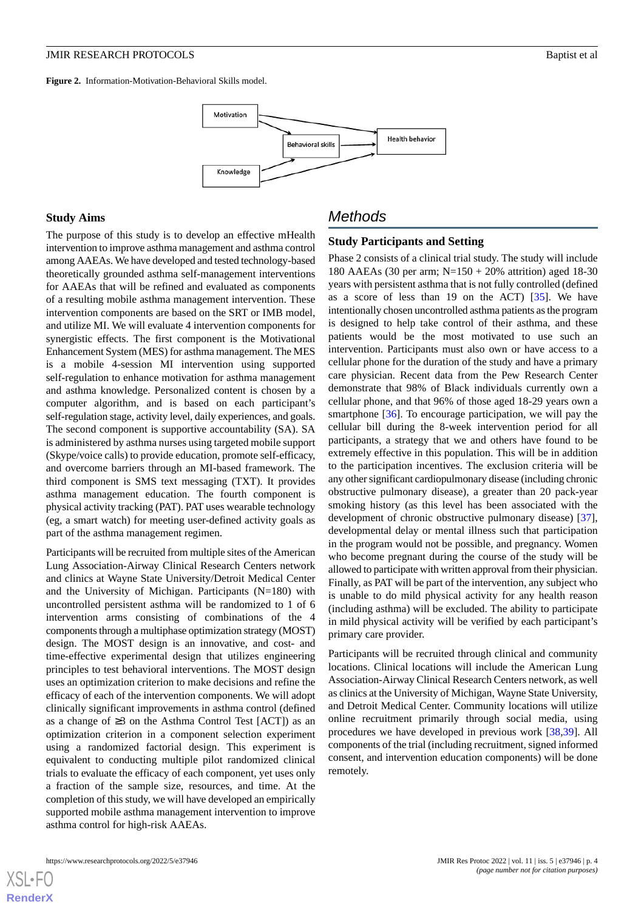**Figure 2.** Information-Motivation-Behavioral Skills model.

## Study Aims

The purpose of this study is to develop an effective mHealth intervention to improve asthma management and asthma control among AAEAs. We have developed and tested technology-based theoretically grounded asthma self-management interventions for AAEAs that will be refined and evaluated as components of a resulting mobile asthma management intervention. These intervention components are based on the SRT or IMB model, and utilize MI. We will evaluate 4 intervention components for synergistic effects. The first component is the Motivational Enhancement System (MES) for asthma management. The MES is a mobile 4-session MI intervention using supported self-regulation to enhance motivation for asthma management and asthma knowledge. Personalized content is chosen by a computer algorithm, and is based on each participant's self-regulation stage, activity level, daily experiences, and goals. The second component is supportive accountability (SA). SA is administered by asthma nurses using targeted mobile support (Skype/voice calls) to provide education, promote self-efficacy, and overcome barriers through an MI-based framework. The third component is SMS text messaging (TXT). It provides asthma management education. The fourth component is physical activity tracking (PAT). PAT uses wearable technology (eg, a smart watch) for meeting user-defined activity goals as part of the asthma management regimen.

Participants will be recruited from multiple sites of the American Lung Association-Airway Clinical Research Centers network and clinics at Wayne State University/Detroit Medical Center and the University of Michigan. Participants (N=180) with uncontrolled persistent asthma will be randomized to 1 of 6 intervention arms consisting of combinations of the 4 components through a multiphase optimization strategy (MOST) design. The MOST design is an innovative, and cost- and time-effective experimental design that utilizes engineering principles to test behavioral interventions. The MOST design uses an optimization criterion to make decisions and refine the efficacy of each of the intervention components. We will adopt clinically significant improvements in asthma control (defined as a change of ≥3 on the Asthma Control Test [ACT]) as an optimization criterion in a component selection experiment using a randomized factorial design. This experiment is equivalent to conducting multiple pilot randomized clinical trials to evaluate the efficacy of each component, yet uses only a fraction of the sample size, resources, and time. At the completion of this study, we will have developed an empirically supported mobile asthma management intervention to improve asthma control for high-risk AAEAs.

# Methods

## Study Participants and Setting

Phase 2 consists of a clinical trial study. The study will include 180 AAEAs (30 per arm; N=150 + 20% attrition) aged 18-30 years with persistent asthma that is not fully controlled (defined as a score of less than 19 on the ACT) [35]. We have intentionally chosen uncontrolled asthma patients as the program is designed to help take control of their asthma, and these patients would be the most motivated to use such an intervention. Participants must also own or have access to a cellular phone for the duration of the study and have a primary care physician. Recent data from the Pew Research Center demonstrate that 98% of Black individuals currently own a cellular phone, and that 96% of those aged 18-29 years own a smartphone [36]. To encourage participation, we will pay the cellular bill during the 8-week intervention period for all participants, a strategy that we and others have found to be extremely effective in this population. This will be in addition to the participation incentives. The exclusion criteria will be any other significant cardiopulmonary disease (including chronic obstructive pulmonary disease), a greater than 20 pack-year smoking history (as this level has been associated with the development of chronic obstructive pulmonary disease) [37], developmental delay or mental illness such that participation in the program would not be possible, and pregnancy. Women who become pregnant during the course of the study will be allowed to participate with written approval from their physician. Finally, as PAT will be part of the intervention, any subject who is unable to do mild physical activity for any health reason (including asthma) will be excluded. The ability to participate in mild physical activity will be verified by each participant's primary care provider.

Participants will be recruited through clinical and community locations. Clinical locations will include the American Lung Association-Airway Clinical Research Centers network, as well as clinics at the University of Michigan, Wayne State University, and Detroit Medical Center. Community locations will utilize online recruitment primarily through social media, using procedures we have developed in previous work [38,39]. All components of the trial (including recruitment, signed informed consent, and intervention education components) will be done remotely.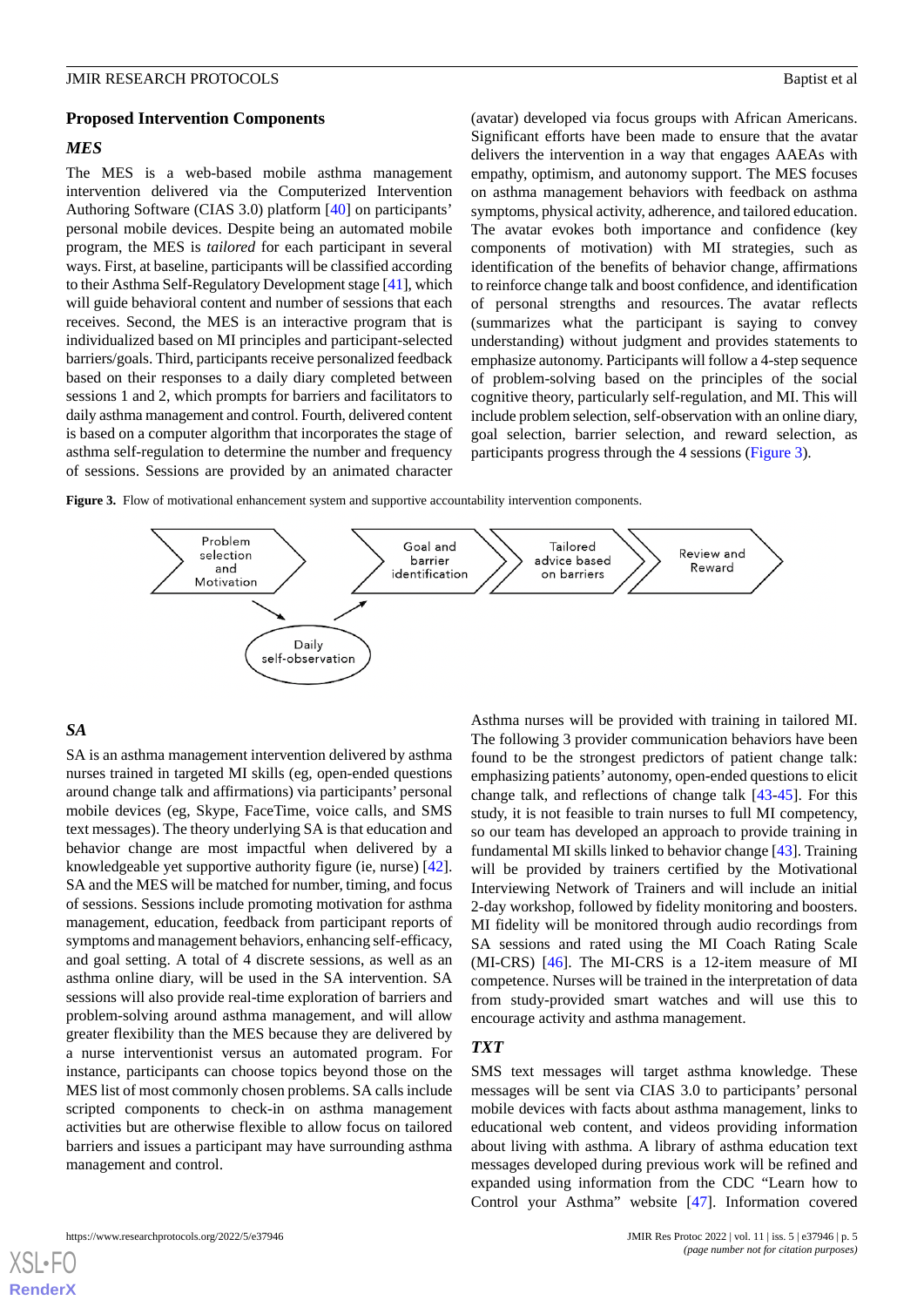## Proposed Intervention Components

### MES

The MES is a web-based mobile asthma management intervention delivered via the Computerized Intervention Authoring Software (CIAS 3.0) platform [40] on participants' personal mobile devices. Despite being an automated mobile program, the MES is *tailored* for each participant in several ways. First, at baseline, participants will be classified according to their Asthma Self-Regulatory Development stage [41], which will guide behavioral content and number of sessions that each receives. Second, the MES is an interactive program that is individualized based on MI principles and participant-selected barriers/goals. Third, participants receive personalized feedback based on their responses to a daily diary completed between sessions 1 and 2, which prompts for barriers and facilitators to daily asthma management and control. Fourth, delivered content is based on a computer algorithm that incorporates the stage of asthma self-regulation to determine the number and frequency of sessions. Sessions are provided by an animated character (avatar) developed via focus groups with African Americans. Significant efforts have been made to ensure that the avatar delivers the intervention in a way that engages AAEAs with empathy, optimism, and autonomy support. The MES focuses on asthma management behaviors with feedback on asthma symptoms, physical activity, adherence, and tailored education. The avatar evokes both importance and confidence (key components of motivation) with MI strategies, such as identification of the benefits of behavior change, affirmations to reinforce change talk and boost confidence, and identification of personal strengths and resources. The avatar reflects (summarizes what the participant is saying to convey understanding) without judgment and provides statements to emphasize autonomy. Participants will follow a 4-step sequence of problem-solving based on the principles of the social cognitive theory, particularly self-regulation, and MI. This will include problem selection, self-observation with an online diary, goal selection, barrier selection, and reward selection, as participants progress through the 4 sessions (Figure 3).

**Figure 3.** Flow of motivational enhancement system and supportive accountability intervention components.

### SA

SA is an asthma management intervention delivered by asthma nurses trained in targeted MI skills (eg, open-ended questions around change talk and affirmations) via participants' personal mobile devices (eg, Skype, FaceTime, voice calls, and SMS text messages). The theory underlying SA is that education and behavior change are most impactful when delivered by a knowledgeable yet supportive authority figure (ie, nurse) [42]. SA and the MES will be matched for number, timing, and focus of sessions. Sessions include promoting motivation for asthma management, education, feedback from participant reports of symptoms and management behaviors, enhancing self-efficacy, and goal setting. A total of 4 discrete sessions, as well as an asthma online diary, will be used in the SA intervention. SA sessions will also provide real-time exploration of barriers and problem-solving around asthma management, and will allow greater flexibility than the MES because they are delivered by a nurse interventionist versus an automated program. For instance, participants can choose topics beyond those on the MES list of most commonly chosen problems. SA calls include scripted components to check-in on asthma management activities but are otherwise flexible to allow focus on tailored barriers and issues a participant may have surrounding asthma management and control.

Asthma nurses will be provided with training in tailored MI. The following 3 provider communication behaviors have been found to be the strongest predictors of patient change talk: emphasizing patients' autonomy, open-ended questions to elicit change talk, and reflections of change talk [43-45]. For this study, it is not feasible to train nurses to full MI competency, so our team has developed an approach to provide training in fundamental MI skills linked to behavior change [43]. Training will be provided by trainers certified by the Motivational Interviewing Network of Trainers and will include an initial 2-day workshop, followed by fidelity monitoring and boosters. MI fidelity will be monitored through audio recordings from SA sessions and rated using the MI Coach Rating Scale (MI-CRS) [46]. The MI-CRS is a 12-item measure of MI competence. Nurses will be trained in the interpretation of data from study-provided smart watches and will use this to encourage activity and asthma management.

### TXT

SMS text messages will target asthma knowledge. These messages will be sent via CIAS 3.0 to participants' personal mobile devices with facts about asthma management, links to educational web content, and videos providing information about living with asthma. A library of asthma education text messages developed during previous work will be refined and expanded using information from the CDC "Learn how to Control your Asthma" website [47]. Information covered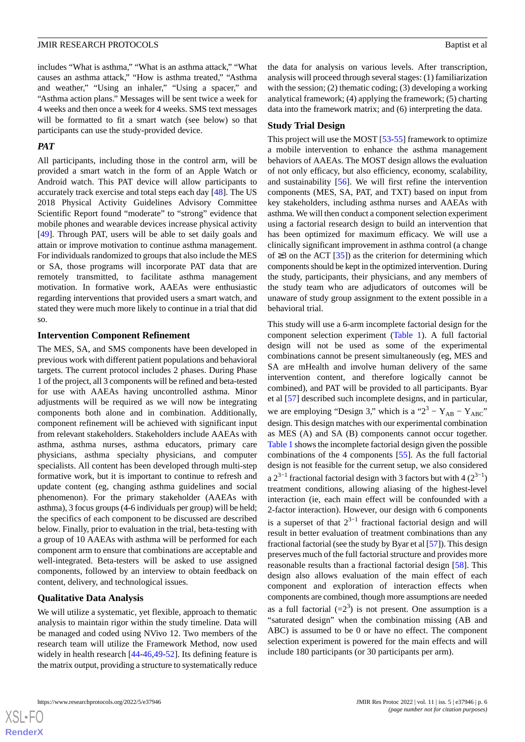includes "What is asthma," "What is an asthma attack," "What causes an asthma attack," "How is asthma treated," "Asthma and weather," "Using an inhaler," "Using a spacer," and "Asthma action plans." Messages will be sent twice a week for 4 weeks and then once a week for 4 weeks. SMS text messages will be formatted to fit a smart watch (see below) so that participants can use the study-provided device.

### *PAT*

All participants, including those in the control arm, will be provided a smart watch in the form of an Apple Watch or Android watch. This PAT device will allow participants to accurately track exercise and total steps each day [48]. The US 2018 Physical Activity Guidelines Advisory Committee Scientific Report found "moderate" to "strong" evidence that mobile phones and wearable devices increase physical activity [49]. Through PAT, users will be able to set daily goals and attain or improve motivation to continue asthma management. For individuals randomized to groups that also include the MES or SA, those programs will incorporate PAT data that are remotely transmitted, to facilitate asthma management motivation. In formative work, AAEAs were enthusiastic regarding interventions that provided users a smart watch, and stated they were much more likely to continue in a trial that did so.

### Intervention Component Refinement

The MES, SA, and SMS components have been developed in previous work with different patient populations and behavioral targets. The current protocol includes 2 phases. During Phase 1 of the project, all 3 components will be refined and beta-tested for use with AAEAs having uncontrolled asthma. Minor adjustments will be required as we will now be integrating components both alone and in combination. Additionally, component refinement will be achieved with significant input from relevant stakeholders. Stakeholders include AAEAs with asthma, asthma nurses, asthma educators, primary care physicians, asthma specialty physicians, and computer specialists. All content has been developed through multi-step formative work, but it is important to continue to refresh and update content (eg, changing asthma guidelines and social phenomenon). For the primary stakeholder (AAEAs with asthma), 3 focus groups (4-6 individuals per group) will be held; the specifics of each component to be discussed are described below. Finally, prior to evaluation in the trial, beta-testing with a group of 10 AAEAs with asthma will be performed for each component arm to ensure that combinations are acceptable and well-integrated. Beta-testers will be asked to use assigned components, followed by an interview to obtain feedback on content, delivery, and technological issues.

### Qualitative Data Analysis

We will utilize a systematic, yet flexible, approach to thematic analysis to maintain rigor within the study timeline. Data will be managed and coded using NVivo 12. Two members of the research team will utilize the Framework Method, now used widely in health research [44-46,49-52]. Its defining feature is the matrix output, providing a structure to systematically reduce the data for analysis on various levels. After transcription, analysis will proceed through several stages: (1) familiarization with the session; (2) thematic coding; (3) developing a working analytical framework; (4) applying the framework; (5) charting data into the framework matrix; and (6) interpreting the data.

### Study Trial Design

This project will use the MOST [53-55] framework to optimize a mobile intervention to enhance the asthma management behaviors of AAEAs. The MOST design allows the evaluation of not only efficacy, but also efficiency, economy, scalability, and sustainability [56]. We will first refine the intervention components (MES, SA, PAT, and TXT) based on input from key stakeholders, including asthma nurses and AAEAs with asthma. We will then conduct a component selection experiment using a factorial research design to build an intervention that has been optimized for maximum efficacy. We will use a clinically significant improvement in asthma control (a change of ≥3 on the ACT [35]) as the criterion for determining which components should be kept in the optimized intervention. During the study, participants, their physicians, and any members of the study team who are adjudicators of outcomes will be unaware of study group assignment to the extent possible in a behavioral trial.

This study will use a 6-arm incomplete factorial design for the component selection experiment (Table 1). A full factorial design will not be used as some of the experimental combinations cannot be present simultaneously (eg, MES and SA are mHealth and involve human delivery of the same intervention content, and therefore logically cannot be combined), and PAT will be provided to all participants. Byar et al [57] described such incomplete designs, and in particular, we are employing "Design 3," which is a "$2^3 - Y_{AB} - Y_{ABC}$" design. This design matches with our experimental combination as MES (A) and SA (B) components cannot occur together. Table 1 shows the incomplete factorial design given the possible combinations of the 4 components [55]. As the full factorial design is not feasible for the current setup, we also considered a $2^{3-1}$ fractional factorial design with 3 factors but with 4 ($2^{3-1}$) treatment conditions, allowing aliasing of the highest-level interaction (ie, each main effect will be confounded with a 2-factor interaction). However, our design with 6 components is a superset of that $2^{3-1}$ fractional factorial design and will result in better evaluation of treatment combinations than any fractional factorial (see the study by Byar et al [57]). This design preserves much of the full factorial structure and provides more reasonable results than a fractional factorial design [58]. This design also allows evaluation of the main effect of each component and exploration of interaction effects when components are combined, though more assumptions are needed as a full factorial ($=2^3$) is not present. One assumption is a "saturated design" when the combination missing (AB and ABC) is assumed to be 0 or have no effect. The component selection experiment is powered for the main effects and will include 180 participants (or 30 participants per arm).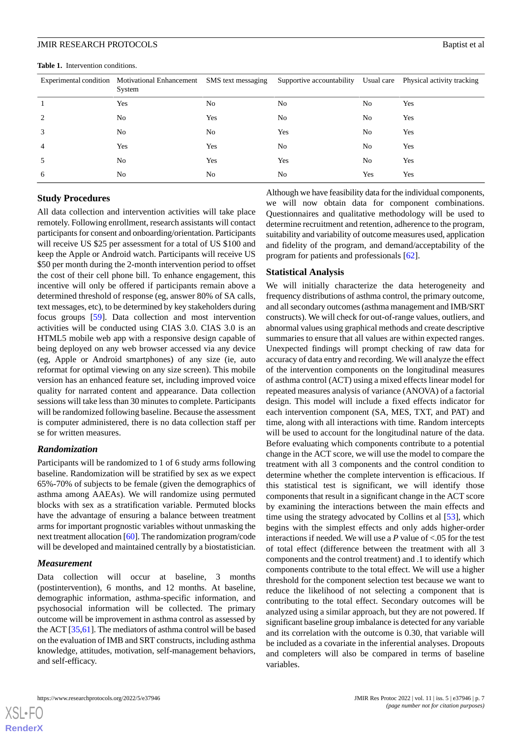**Table 1.** Intervention conditions.

| Experimental condition | Motivational Enhancement System | SMS text messaging | Supportive accountability | Usual care | Physical activity tracking |
|---|---|---|---|---|---|
| 1 | Yes | No | No | No | Yes |
| 2 | No | Yes | No | No | Yes |
| 3 | No | No | Yes | No | Yes |
| 4 | Yes | Yes | No | No | Yes |
| 5 | No | Yes | Yes | No | Yes |
| 6 | No | No | No | Yes | Yes |

## Study Procedures

All data collection and intervention activities will take place remotely. Following enrollment, research assistants will contact participants for consent and onboarding/orientation. Participants will receive US $25 per assessment for a total of US $100 and keep the Apple or Android watch. Participants will receive US $50 per month during the 2-month intervention period to offset the cost of their cell phone bill. To enhance engagement, this incentive will only be offered if participants remain above a determined threshold of response (eg, answer 80% of SA calls, text messages, etc), to be determined by key stakeholders during focus groups [59]. Data collection and most intervention activities will be conducted using CIAS 3.0. CIAS 3.0 is an HTML5 mobile web app with a responsive design capable of being deployed on any web browser accessed via any device (eg, Apple or Android smartphones) of any size (ie, auto reformat for optimal viewing on any size screen). This mobile version has an enhanced feature set, including improved voice quality for narrated content and appearance. Data collection sessions will take less than 30 minutes to complete. Participants will be randomized following baseline. Because the assessment is computer administered, there is no data collection staff per se for written measures.

### *Randomization*

Participants will be randomized to 1 of 6 study arms following baseline. Randomization will be stratified by sex as we expect 65%-70% of subjects to be female (given the demographics of asthma among AAEAs). We will randomize using permuted blocks with sex as a stratification variable. Permuted blocks have the advantage of ensuring a balance between treatment arms for important prognostic variables without unmasking the next treatment allocation [60]. The randomization program/code will be developed and maintained centrally by a biostatistician.

### *Measurement*

Data collection will occur at baseline, 3 months (postintervention), 6 months, and 12 months. At baseline, demographic information, asthma-specific information, and psychosocial information will be collected. The primary outcome will be improvement in asthma control as assessed by the ACT [35,61]. The mediators of asthma control will be based on the evaluation of IMB and SRT constructs, including asthma knowledge, attitudes, motivation, self-management behaviors, and self-efficacy.

Although we have feasibility data for the individual components, we will now obtain data for component combinations. Questionnaires and qualitative methodology will be used to determine recruitment and retention, adherence to the program, suitability and variability of outcome measures used, application and fidelity of the program, and demand/acceptability of the program for patients and professionals [62].

## Statistical Analysis

We will initially characterize the data heterogeneity and frequency distributions of asthma control, the primary outcome, and all secondary outcomes (asthma management and IMB/SRT constructs). We will check for out-of-range values, outliers, and abnormal values using graphical methods and create descriptive summaries to ensure that all values are within expected ranges. Unexpected findings will prompt checking of raw data for accuracy of data entry and recording. We will analyze the effect of the intervention components on the longitudinal measures of asthma control (ACT) using a mixed effects linear model for repeated measures analysis of variance (ANOVA) of a factorial design. This model will include a fixed effects indicator for each intervention component (SA, MES, TXT, and PAT) and time, along with all interactions with time. Random intercepts will be used to account for the longitudinal nature of the data. Before evaluating which components contribute to a potential change in the ACT score, we will use the model to compare the treatment with all 3 components and the control condition to determine whether the complete intervention is efficacious. If this statistical test is significant, we will identify those components that result in a significant change in the ACT score by examining the interactions between the main effects and time using the strategy advocated by Collins et al [53], which begins with the simplest effects and only adds higher-order interactions if needed. We will use a *P* value of <.05 for the test of total effect (difference between the treatment with all 3 components and the control treatment) and .1 to identify which components contribute to the total effect. We will use a higher threshold for the component selection test because we want to reduce the likelihood of not selecting a component that is contributing to the total effect. Secondary outcomes will be analyzed using a similar approach, but they are not powered. If significant baseline group imbalance is detected for any variable and its correlation with the outcome is 0.30, that variable will be included as a covariate in the inferential analyses. Dropouts and completers will also be compared in terms of baseline variables.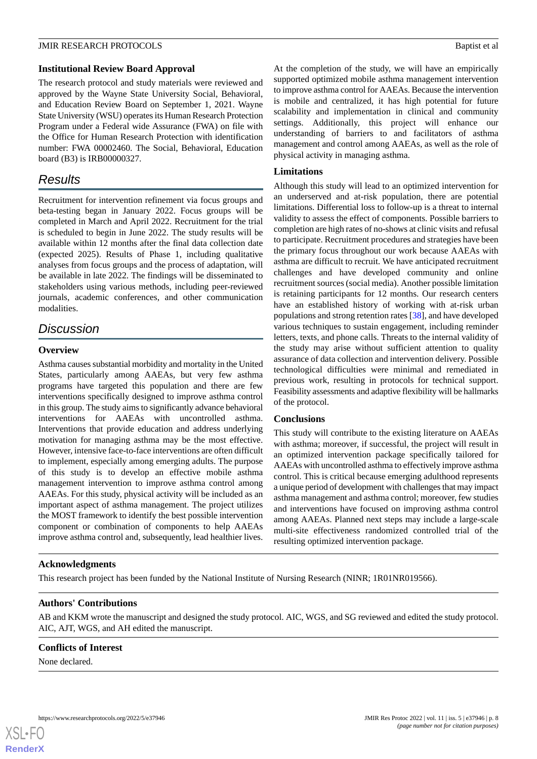### Institutional Review Board Approval

The research protocol and study materials were reviewed and approved by the Wayne State University Social, Behavioral, and Education Review Board on September 1, 2021. Wayne State University (WSU) operates its Human Research Protection Program under a Federal wide Assurance (FWA) on file with the Office for Human Research Protection with identification number: FWA 00002460. The Social, Behavioral, Education board (B3) is IRB00000327.

## Results

Recruitment for intervention refinement via focus groups and beta-testing began in January 2022. Focus groups will be completed in March and April 2022. Recruitment for the trial is scheduled to begin in June 2022. The study results will be available within 12 months after the final data collection date (expected 2025). Results of Phase 1, including qualitative analyses from focus groups and the process of adaptation, will be available in late 2022. The findings will be disseminated to stakeholders using various methods, including peer-reviewed journals, academic conferences, and other communication modalities.

## Discussion

### Overview

Asthma causes substantial morbidity and mortality in the United States, particularly among AAEAs, but very few asthma programs have targeted this population and there are few interventions specifically designed to improve asthma control in this group. The study aims to significantly advance behavioral interventions for AAEAs with uncontrolled asthma. Interventions that provide education and address underlying motivation for managing asthma may be the most effective. However, intensive face-to-face interventions are often difficult to implement, especially among emerging adults. The purpose of this study is to develop an effective mobile asthma management intervention to improve asthma control among AAEAs. For this study, physical activity will be included as an important aspect of asthma management. The project utilizes the MOST framework to identify the best possible intervention component or combination of components to help AAEAs improve asthma control and, subsequently, lead healthier lives.

At the completion of the study, we will have an empirically supported optimized mobile asthma management intervention to improve asthma control for AAEAs. Because the intervention is mobile and centralized, it has high potential for future scalability and implementation in clinical and community settings. Additionally, this project will enhance our understanding of barriers to and facilitators of asthma management and control among AAEAs, as well as the role of physical activity in managing asthma.

### Limitations

Although this study will lead to an optimized intervention for an underserved and at-risk population, there are potential limitations. Differential loss to follow-up is a threat to internal validity to assess the effect of components. Possible barriers to completion are high rates of no-shows at clinic visits and refusal to participate. Recruitment procedures and strategies have been the primary focus throughout our work because AAEAs with asthma are difficult to recruit. We have anticipated recruitment challenges and have developed community and online recruitment sources (social media). Another possible limitation is retaining participants for 12 months. Our research centers have an established history of working with at-risk urban populations and strong retention rates [38], and have developed various techniques to sustain engagement, including reminder letters, texts, and phone calls. Threats to the internal validity of the study may arise without sufficient attention to quality assurance of data collection and intervention delivery. Possible technological difficulties were minimal and remediated in previous work, resulting in protocols for technical support. Feasibility assessments and adaptive flexibility will be hallmarks of the protocol.

### Conclusions

This study will contribute to the existing literature on AAEAs with asthma; moreover, if successful, the project will result in an optimized intervention package specifically tailored for AAEAs with uncontrolled asthma to effectively improve asthma control. This is critical because emerging adulthood represents a unique period of development with challenges that may impact asthma management and asthma control; moreover, few studies and interventions have focused on improving asthma control among AAEAs. Planned next steps may include a large-scale multi-site effectiveness randomized controlled trial of the resulting optimized intervention package.

### Acknowledgments

This research project has been funded by the National Institute of Nursing Research (NINR; 1R01NR019566).

### Authors' Contributions

AB and KKM wrote the manuscript and designed the study protocol. AIC, WGS, and SG reviewed and edited the study protocol. AIC, AJT, WGS, and AH edited the manuscript.

### Conflicts of Interest

None declared.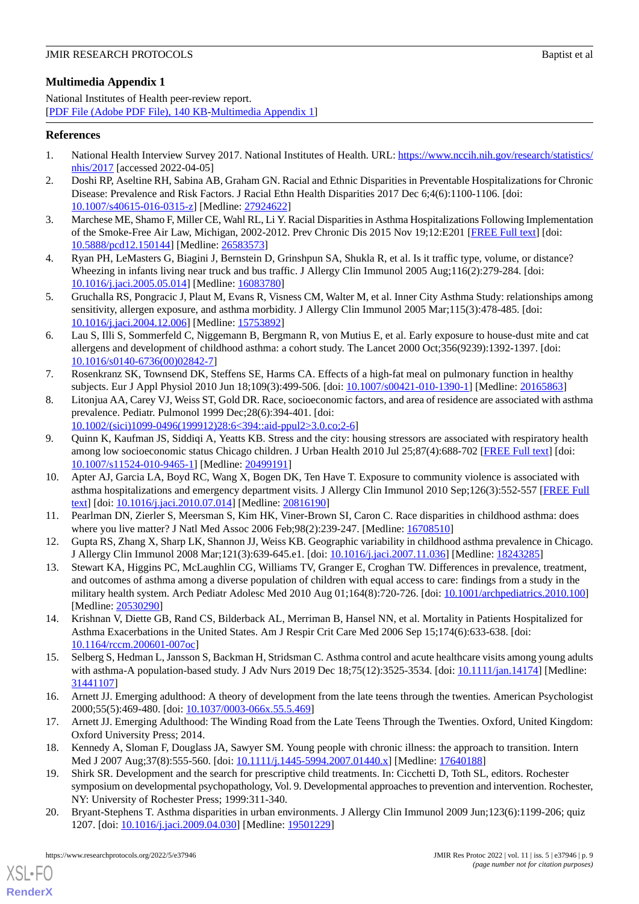## Multimedia Appendix 1

National Institutes of Health peer-review report.
[PDF File (Adobe PDF File), 140 KB-Multimedia Appendix 1]

## References

1. National Health Interview Survey 2017. National Institutes of Health. URL: https://www.nccih.nih.gov/research/statistics/nhis/2017 [accessed 2022-04-05]
2. Doshi RP, Aseltine RH, Sabina AB, Graham GN. Racial and Ethnic Disparities in Preventable Hospitalizations for Chronic Disease: Prevalence and Risk Factors. J Racial Ethn Health Disparities 2017 Dec 6;4(6):1100-1106. [doi: 10.1007/s40615-016-0315-z] [Medline: 27924622]
3. Marchese ME, Shamo F, Miller CE, Wahl RL, Li Y. Racial Disparities in Asthma Hospitalizations Following Implementation of the Smoke-Free Air Law, Michigan, 2002-2012. Prev Chronic Dis 2015 Nov 19;12:E201 [FREE Full text] [doi: 10.5888/pcd12.150144] [Medline: 26583573]
4. Ryan PH, LeMasters G, Biagini J, Bernstein D, Grinshpun SA, Shukla R, et al. Is it traffic type, volume, or distance? Wheezing in infants living near truck and bus traffic. J Allergy Clin Immunol 2005 Aug;116(2):279-284. [doi: 10.1016/j.jaci.2005.05.014] [Medline: 16083780]
5. Gruchalla RS, Pongracic J, Plaut M, Evans R, Visness CM, Walter M, et al. Inner City Asthma Study: relationships among sensitivity, allergen exposure, and asthma morbidity. J Allergy Clin Immunol 2005 Mar;115(3):478-485. [doi: 10.1016/j.jaci.2004.12.006] [Medline: 15753892]
6. Lau S, Illi S, Sommerfeld C, Niggemann B, Bergmann R, von Mutius E, et al. Early exposure to house-dust mite and cat allergens and development of childhood asthma: a cohort study. The Lancet 2000 Oct;356(9239):1392-1397. [doi: 10.1016/s0140-6736(00)02842-7]
7. Rosenkranz SK, Townsend DK, Steffens SE, Harms CA. Effects of a high-fat meal on pulmonary function in healthy subjects. Eur J Appl Physiol 2010 Jun 18;109(3):499-506. [doi: 10.1007/s00421-010-1390-1] [Medline: 20165863]
8. Litonjua AA, Carey VJ, Weiss ST, Gold DR. Race, socioeconomic factors, and area of residence are associated with asthma prevalence. Pediatr. Pulmonol 1999 Dec;28(6):394-401. [doi: 10.1002/(sici)1099-0496(199912)28:6<394::aid-ppul2>3.0.co;2-6]
9. Quinn K, Kaufman JS, Siddiqi A, Yeatts KB. Stress and the city: housing stressors are associated with respiratory health among low socioeconomic status Chicago children. J Urban Health 2010 Jul 25;87(4):688-702 [FREE Full text] [doi: 10.1007/s11524-010-9465-1] [Medline: 20499191]
10. Apter AJ, Garcia LA, Boyd RC, Wang X, Bogen DK, Ten Have T. Exposure to community violence is associated with asthma hospitalizations and emergency department visits. J Allergy Clin Immunol 2010 Sep;126(3):552-557 [FREE Full text] [doi: 10.1016/j.jaci.2010.07.014] [Medline: 20816190]
11. Pearlman DN, Zierler S, Meersman S, Kim HK, Viner-Brown SI, Caron C. Race disparities in childhood asthma: does where you live matter? J Natl Med Assoc 2006 Feb;98(2):239-247. [Medline: 16708510]
12. Gupta RS, Zhang X, Sharp LK, Shannon JJ, Weiss KB. Geographic variability in childhood asthma prevalence in Chicago. J Allergy Clin Immunol 2008 Mar;121(3):639-645.e1. [doi: 10.1016/j.jaci.2007.11.036] [Medline: 18243285]
13. Stewart KA, Higgins PC, McLaughlin CG, Williams TV, Granger E, Croghan TW. Differences in prevalence, treatment, and outcomes of asthma among a diverse population of children with equal access to care: findings from a study in the military health system. Arch Pediatr Adolesc Med 2010 Aug 01;164(8):720-726. [doi: 10.1001/archpediatrics.2010.100] [Medline: 20530290]
14. Krishnan V, Diette GB, Rand CS, Bilderback AL, Merriman B, Hansel NN, et al. Mortality in Patients Hospitalized for Asthma Exacerbations in the United States. Am J Respir Crit Care Med 2006 Sep 15;174(6):633-638. [doi: 10.1164/rccm.200601-007oc]
15. Selberg S, Hedman L, Jansson S, Backman H, Stridsman C. Asthma control and acute healthcare visits among young adults with asthma-A population-based study. J Adv Nurs 2019 Dec 18;75(12):3525-3534. [doi: 10.1111/jan.14174] [Medline: 31441107]
16. Arnett JJ. Emerging adulthood: A theory of development from the late teens through the twenties. American Psychologist 2000;55(5):469-480. [doi: 10.1037/0003-066x.55.5.469]
17. Arnett JJ. Emerging Adulthood: The Winding Road from the Late Teens Through the Twenties. Oxford, United Kingdom: Oxford University Press; 2014.
18. Kennedy A, Sloman F, Douglass JA, Sawyer SM. Young people with chronic illness: the approach to transition. Intern Med J 2007 Aug;37(8):555-560. [doi: 10.1111/j.1445-5994.2007.01440.x] [Medline: 17640188]
19. Shirk SR. Development and the search for prescriptive child treatments. In: Cicchetti D, Toth SL, editors. Rochester symposium on developmental psychopathology, Vol. 9. Developmental approaches to prevention and intervention. Rochester, NY: University of Rochester Press; 1999:311-340.
20. Bryant-Stephens T. Asthma disparities in urban environments. J Allergy Clin Immunol 2009 Jun;123(6):1199-206; quiz 1207. [doi: 10.1016/j.jaci.2009.04.030] [Medline: 19501229]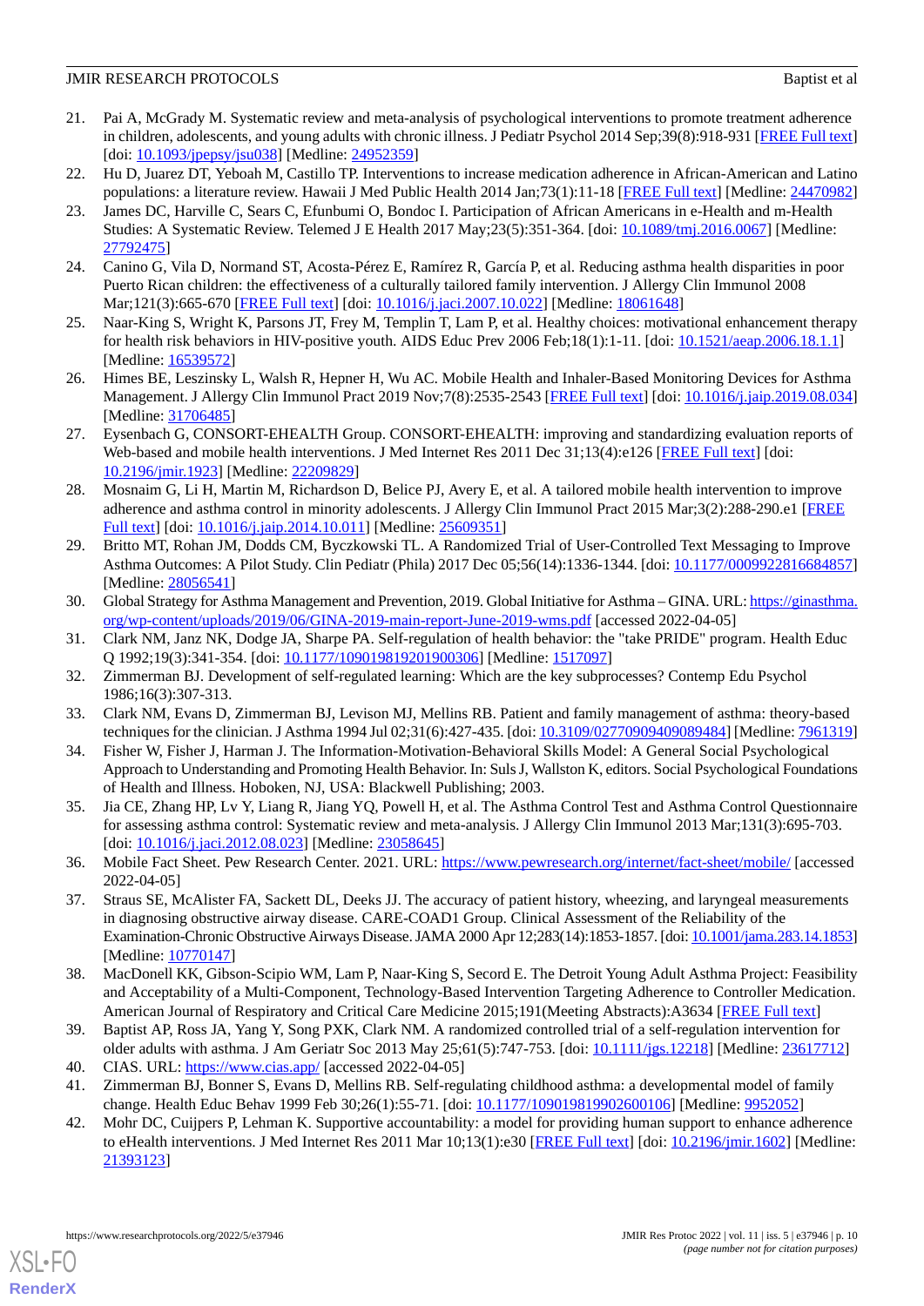21. Pai A, McGrady M. Systematic review and meta-analysis of psychological interventions to promote treatment adherence in children, adolescents, and young adults with chronic illness. J Pediatr Psychol 2014 Sep;39(8):918-931 [FREE Full text] [doi: 10.1093/jpepsy/jsu038] [Medline: 24952359]
22. Hu D, Juarez DT, Yeboah M, Castillo TP. Interventions to increase medication adherence in African-American and Latino populations: a literature review. Hawaii J Med Public Health 2014 Jan;73(1):11-18 [FREE Full text] [Medline: 24470982]
23. James DC, Harville C, Sears C, Efunbumi O, Bondoc I. Participation of African Americans in e-Health and m-Health Studies: A Systematic Review. Telemed J E Health 2017 May;23(5):351-364. [doi: 10.1089/tmj.2016.0067] [Medline: 27792475]
24. Canino G, Vila D, Normand ST, Acosta-Pérez E, Ramírez R, García P, et al. Reducing asthma health disparities in poor Puerto Rican children: the effectiveness of a culturally tailored family intervention. J Allergy Clin Immunol 2008 Mar;121(3):665-670 [FREE Full text] [doi: 10.1016/j.jaci.2007.10.022] [Medline: 18061648]
25. Naar-King S, Wright K, Parsons JT, Frey M, Templin T, Lam P, et al. Healthy choices: motivational enhancement therapy for health risk behaviors in HIV-positive youth. AIDS Educ Prev 2006 Feb;18(1):1-11. [doi: 10.1521/aeap.2006.18.1.1] [Medline: 16539572]
26. Himes BE, Leszinsky L, Walsh R, Hepner H, Wu AC. Mobile Health and Inhaler-Based Monitoring Devices for Asthma Management. J Allergy Clin Immunol Pract 2019 Nov;7(8):2535-2543 [FREE Full text] [doi: 10.1016/j.jaip.2019.08.034] [Medline: 31706485]
27. Eysenbach G, CONSORT-EHEALTH Group. CONSORT-EHEALTH: improving and standardizing evaluation reports of Web-based and mobile health interventions. J Med Internet Res 2011 Dec 31;13(4):e126 [FREE Full text] [doi: 10.2196/jmir.1923] [Medline: 22209829]
28. Mosnaim G, Li H, Martin M, Richardson D, Belice PJ, Avery E, et al. A tailored mobile health intervention to improve adherence and asthma control in minority adolescents. J Allergy Clin Immunol Pract 2015 Mar;3(2):288-290.e1 [FREE Full text] [doi: 10.1016/j.jaip.2014.10.011] [Medline: 25609351]
29. Britto MT, Rohan JM, Dodds CM, Byczkowski TL. A Randomized Trial of User-Controlled Text Messaging to Improve Asthma Outcomes: A Pilot Study. Clin Pediatr (Phila) 2017 Dec 05;56(14):1336-1344. [doi: 10.1177/0009922816684857] [Medline: 28056541]
30. Global Strategy for Asthma Management and Prevention, 2019. Global Initiative for Asthma – GINA. URL: https://ginasthma.org/wp-content/uploads/2019/06/GINA-2019-main-report-June-2019-wms.pdf [accessed 2022-04-05]
31. Clark NM, Janz NK, Dodge JA, Sharpe PA. Self-regulation of health behavior: the "take PRIDE" program. Health Educ Q 1992;19(3):341-354. [doi: 10.1177/109019819201900306] [Medline: 1517097]
32. Zimmerman BJ. Development of self-regulated learning: Which are the key subprocesses? Contemp Edu Psychol 1986;16(3):307-313.
33. Clark NM, Evans D, Zimmerman BJ, Levison MJ, Mellins RB. Patient and family management of asthma: theory-based techniques for the clinician. J Asthma 1994 Jul 02;31(6):427-435. [doi: 10.3109/02770909409089484] [Medline: 7961319]
34. Fisher W, Fisher J, Harman J. The Information-Motivation-Behavioral Skills Model: A General Social Psychological Approach to Understanding and Promoting Health Behavior. In: Suls J, Wallston K, editors. Social Psychological Foundations of Health and Illness. Hoboken, NJ, USA: Blackwell Publishing; 2003.
35. Jia CE, Zhang HP, Lv Y, Liang R, Jiang YQ, Powell H, et al. The Asthma Control Test and Asthma Control Questionnaire for assessing asthma control: Systematic review and meta-analysis. J Allergy Clin Immunol 2013 Mar;131(3):695-703. [doi: 10.1016/j.jaci.2012.08.023] [Medline: 23058645]
36. Mobile Fact Sheet. Pew Research Center. 2021. URL: https://www.pewresearch.org/internet/fact-sheet/mobile/ [accessed 2022-04-05]
37. Straus SE, McAlister FA, Sackett DL, Deeks JJ. The accuracy of patient history, wheezing, and laryngeal measurements in diagnosing obstructive airway disease. CARE-COAD1 Group. Clinical Assessment of the Reliability of the Examination-Chronic Obstructive Airways Disease. JAMA 2000 Apr 12;283(14):1853-1857. [doi: 10.1001/jama.283.14.1853] [Medline: 10770147]
38. MacDonell KK, Gibson-Scipio WM, Lam P, Naar-King S, Secord E. The Detroit Young Adult Asthma Project: Feasibility and Acceptability of a Multi-Component, Technology-Based Intervention Targeting Adherence to Controller Medication. American Journal of Respiratory and Critical Care Medicine 2015;191(Meeting Abstracts):A3634 [FREE Full text]
39. Baptist AP, Ross JA, Yang Y, Song PXK, Clark NM. A randomized controlled trial of a self-regulation intervention for older adults with asthma. J Am Geriatr Soc 2013 May 25;61(5):747-753. [doi: 10.1111/jgs.12218] [Medline: 23617712]
40. CIAS. URL: https://www.cias.app/ [accessed 2022-04-05]
41. Zimmerman BJ, Bonner S, Evans D, Mellins RB. Self-regulating childhood asthma: a developmental model of family change. Health Educ Behav 1999 Feb 30;26(1):55-71. [doi: 10.1177/109019819902600106] [Medline: 9952052]
42. Mohr DC, Cuijpers P, Lehman K. Supportive accountability: a model for providing human support to enhance adherence to eHealth interventions. J Med Internet Res 2011 Mar 10;13(1):e30 [FREE Full text] [doi: 10.2196/jmir.1602] [Medline: 21393123]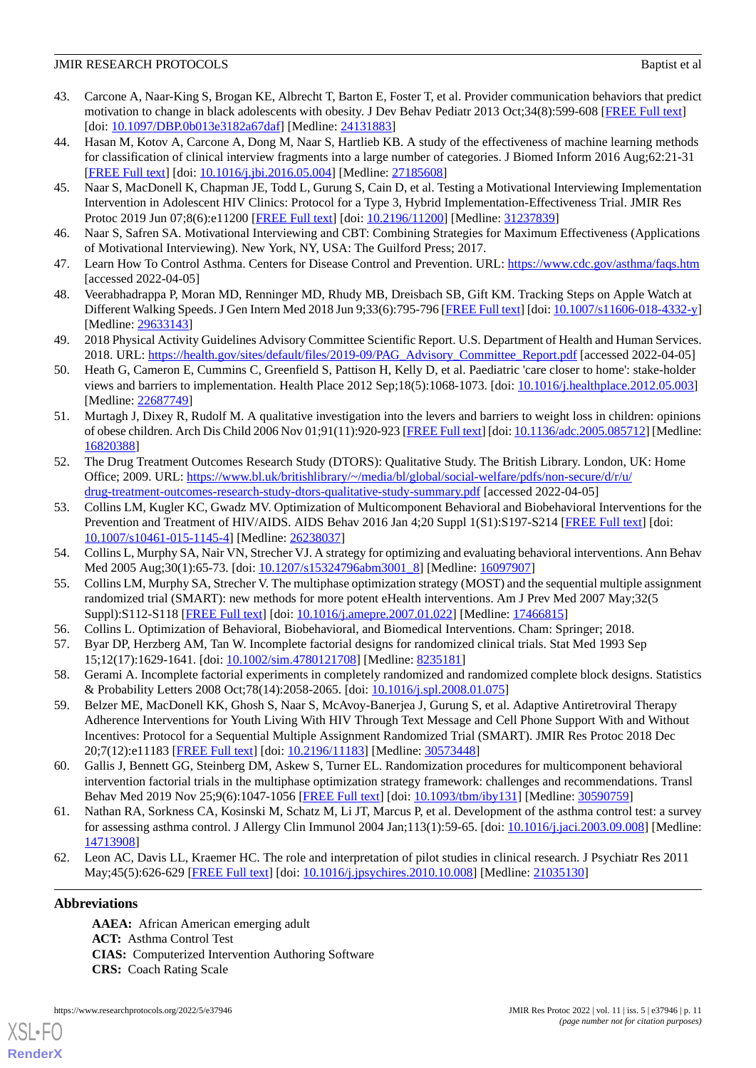43. Carcone A, Naar-King S, Brogan KE, Albrecht T, Barton E, Foster T, et al. Provider communication behaviors that predict motivation to change in black adolescents with obesity. J Dev Behav Pediatr 2013 Oct;34(8):599-608 [FREE Full text] [doi: 10.1097/DBP.0b013e3182a67daf] [Medline: 24131883]
44. Hasan M, Kotov A, Carcone A, Dong M, Naar S, Hartlieb KB. A study of the effectiveness of machine learning methods for classification of clinical interview fragments into a large number of categories. J Biomed Inform 2016 Aug;62:21-31 [FREE Full text] [doi: 10.1016/j.jbi.2016.05.004] [Medline: 27185608]
45. Naar S, MacDonell K, Chapman JE, Todd L, Gurung S, Cain D, et al. Testing a Motivational Interviewing Implementation Intervention in Adolescent HIV Clinics: Protocol for a Type 3, Hybrid Implementation-Effectiveness Trial. JMIR Res Protoc 2019 Jun 07;8(6):e11200 [FREE Full text] [doi: 10.2196/11200] [Medline: 31237839]
46. Naar S, Safren SA. Motivational Interviewing and CBT: Combining Strategies for Maximum Effectiveness (Applications of Motivational Interviewing). New York, NY, USA: The Guilford Press; 2017.
47. Learn How To Control Asthma. Centers for Disease Control and Prevention. URL: https://www.cdc.gov/asthma/faqs.htm [accessed 2022-04-05]
48. Veerabhadrappa P, Moran MD, Renninger MD, Rhudy MB, Dreisbach SB, Gift KM. Tracking Steps on Apple Watch at Different Walking Speeds. J Gen Intern Med 2018 Jun 9;33(6):795-796 [FREE Full text] [doi: 10.1007/s11606-018-4332-y] [Medline: 29633143]
49. 2018 Physical Activity Guidelines Advisory Committee Scientific Report. U.S. Department of Health and Human Services. 2018. URL: https://health.gov/sites/default/files/2019-09/PAG_Advisory_Committee_Report.pdf [accessed 2022-04-05]
50. Heath G, Cameron E, Cummins C, Greenfield S, Pattison H, Kelly D, et al. Paediatric 'care closer to home': stake-holder views and barriers to implementation. Health Place 2012 Sep;18(5):1068-1073. [doi: 10.1016/j.healthplace.2012.05.003] [Medline: 22687749]
51. Murtagh J, Dixey R, Rudolf M. A qualitative investigation into the levers and barriers to weight loss in children: opinions of obese children. Arch Dis Child 2006 Nov 01;91(11):920-923 [FREE Full text] [doi: 10.1136/adc.2005.085712] [Medline: 16820388]
52. The Drug Treatment Outcomes Research Study (DTORS): Qualitative Study. The British Library. London, UK: Home Office; 2009. URL: https://www.bl.uk/britishlibrary/~/media/bl/global/social-welfare/pdfs/non-secure/d/r/u/drug-treatment-outcomes-research-study-dtors-qualitative-study-summary.pdf [accessed 2022-04-05]
53. Collins LM, Kugler KC, Gwadz MV. Optimization of Multicomponent Behavioral and Biobehavioral Interventions for the Prevention and Treatment of HIV/AIDS. AIDS Behav 2016 Jan 4;20 Suppl 1(S1):S197-S214 [FREE Full text] [doi: 10.1007/s10461-015-1145-4] [Medline: 26238037]
54. Collins L, Murphy SA, Nair VN, Strecher VJ. A strategy for optimizing and evaluating behavioral interventions. Ann Behav Med 2005 Aug;30(1):65-73. [doi: 10.1207/s15324796abm3001_8] [Medline: 16097907]
55. Collins LM, Murphy SA, Strecher V. The multiphase optimization strategy (MOST) and the sequential multiple assignment randomized trial (SMART): new methods for more potent eHealth interventions. Am J Prev Med 2007 May;32(5 Suppl):S112-S118 [FREE Full text] [doi: 10.1016/j.amepre.2007.01.022] [Medline: 17466815]
56. Collins L. Optimization of Behavioral, Biobehavioral, and Biomedical Interventions. Cham: Springer; 2018.
57. Byar DP, Herzberg AM, Tan W. Incomplete factorial designs for randomized clinical trials. Stat Med 1993 Sep 15;12(17):1629-1641. [doi: 10.1002/sim.4780121708] [Medline: 8235181]
58. Gerami A. Incomplete factorial experiments in completely randomized and randomized complete block designs. Statistics & Probability Letters 2008 Oct;78(14):2058-2065. [doi: 10.1016/j.spl.2008.01.075]
59. Belzer ME, MacDonell KK, Ghosh S, Naar S, McAvoy-Banerjea J, Gurung S, et al. Adaptive Antiretroviral Therapy Adherence Interventions for Youth Living With HIV Through Text Message and Cell Phone Support With and Without Incentives: Protocol for a Sequential Multiple Assignment Randomized Trial (SMART). JMIR Res Protoc 2018 Dec 20;7(12):e11183 [FREE Full text] [doi: 10.2196/11183] [Medline: 30573448]
60. Gallis J, Bennett GG, Steinberg DM, Askew S, Turner EL. Randomization procedures for multicomponent behavioral intervention factorial trials in the multiphase optimization strategy framework: challenges and recommendations. Transl Behav Med 2019 Nov 25;9(6):1047-1056 [FREE Full text] [doi: 10.1093/tbm/iby131] [Medline: 30590759]
61. Nathan RA, Sorkness CA, Kosinski M, Schatz M, Li JT, Marcus P, et al. Development of the asthma control test: a survey for assessing asthma control. J Allergy Clin Immunol 2004 Jan;113(1):59-65. [doi: 10.1016/j.jaci.2003.09.008] [Medline: 14713908]
62. Leon AC, Davis LL, Kraemer HC. The role and interpretation of pilot studies in clinical research. J Psychiatr Res 2011 May;45(5):626-629 [FREE Full text] [doi: 10.1016/j.jpsychires.2010.10.008] [Medline: 21035130]

## Abbreviations

**AAEA:** African American emerging adult
**ACT:** Asthma Control Test
**CIAS:** Computerized Intervention Authoring Software
**CRS:** Coach Rating Scale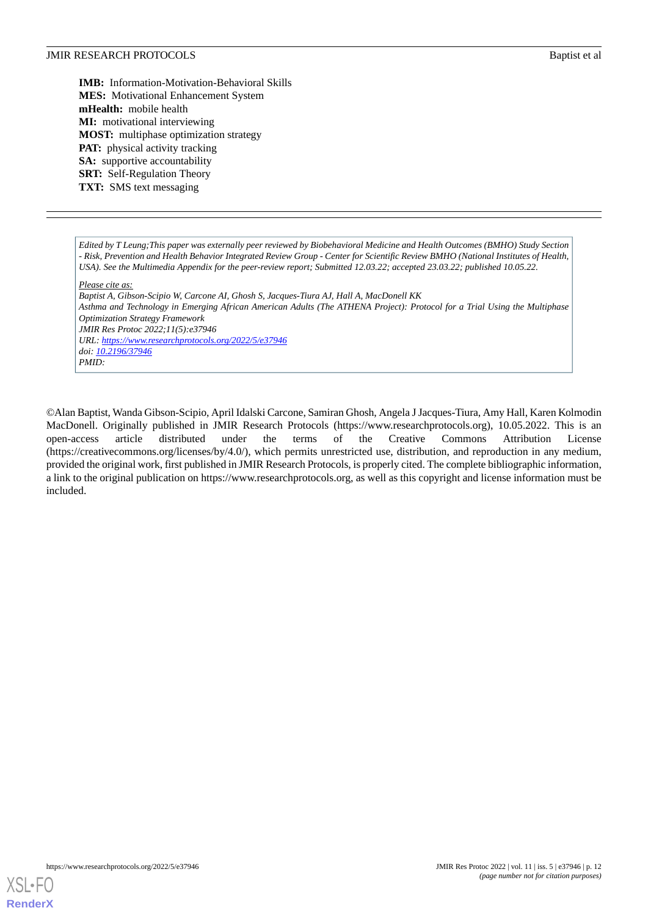**IMB:** Information-Motivation-Behavioral Skills
**MES:** Motivational Enhancement System
**mHealth:** mobile health
**MI:** motivational interviewing
**MOST:** multiphase optimization strategy
**PAT:** physical activity tracking
**SA:** supportive accountability
**SRT:** Self-Regulation Theory
**TXT:** SMS text messaging

---

*Edited by T Leung;This paper was externally peer reviewed by Biobehavioral Medicine and Health Outcomes (BMHO) Study Section - Risk, Prevention and Health Behavior Integrated Review Group - Center for Scientific Review BMHO (National Institutes of Health, USA). See the Multimedia Appendix for the peer-review report; Submitted 12.03.22; accepted 23.03.22; published 10.05.22.*

*Please cite as:*
*Baptist A, Gibson-Scipio W, Carcone AI, Ghosh S, Jacques-Tiura AJ, Hall A, MacDonell KK*
*Asthma and Technology in Emerging African American Adults (The ATHENA Project): Protocol for a Trial Using the Multiphase Optimization Strategy Framework*
*JMIR Res Protoc 2022;11(5):e37946*
*URL: [https://www.researchprotocols.org/2022/5/e37946](https://www.researchprotocols.org/2022/5/e37946)*
*doi: [10.2196/37946](10.2196/37946)*
*PMID:*

©Alan Baptist, Wanda Gibson-Scipio, April Idalski Carcone, Samiran Ghosh, Angela J Jacques-Tiura, Amy Hall, Karen Kolmodin MacDonell. Originally published in JMIR Research Protocols (https://www.researchprotocols.org), 10.05.2022. This is an open-access article distributed under the terms of the Creative Commons Attribution License (https://creativecommons.org/licenses/by/4.0/), which permits unrestricted use, distribution, and reproduction in any medium, provided the original work, first published in JMIR Research Protocols, is properly cited. The complete bibliographic information, a link to the original publication on https://www.researchprotocols.org, as well as this copyright and license information must be included.